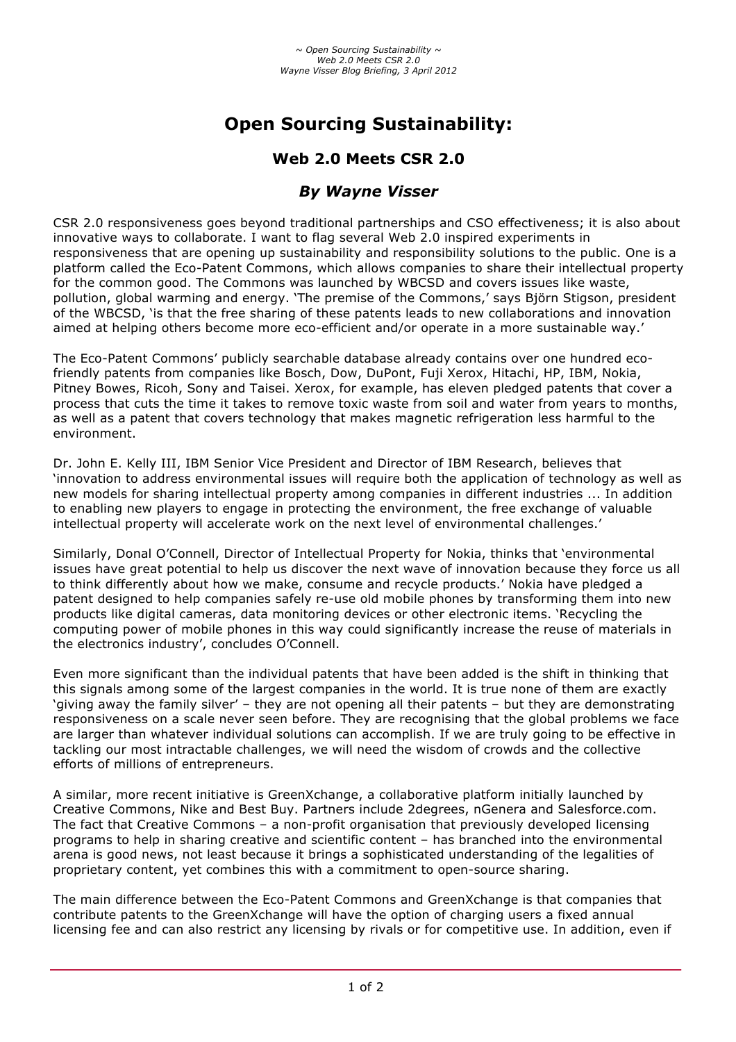# Open Sourcing Sustainability:

## Web 2.0 Meets CSR 2.0

### *By Wayne Visser*

CSR 2.0 responsiveness goes beyond traditional partnerships and CSO effectiveness; it is also about innovative ways to collaborate. I want to flag several Web 2.0 inspired experiments in responsiveness that are opening up sustainability and responsibility solutions to the public. One is a platform called the Eco-Patent Commons, which allows companies to share their intellectual property for the common good. The Commons was launched by WBCSD and covers issues like waste, pollution, global warming and energy. 'The premise of the Commons,' says Björn Stigson, president of the WBCSD, 'is that the free sharing of these patents leads to new collaborations and innovation aimed at helping others become more eco-efficient and/or operate in a more sustainable way.'

The Eco-Patent Commons' publicly searchable database already contains over one hundred eco-friendly patents from companies like Bosch, Dow, DuPont, Fuji Xerox, Hitachi, HP, IBM, Nokia, Pitney Bowes, Ricoh, Sony and Taisei. Xerox, for example, has eleven pledged patents that cover a process that cuts the time it takes to remove toxic waste from soil and water from years to months, as well as a patent that covers technology that makes magnetic refrigeration less harmful to the environment.

Dr. John E. Kelly III, IBM Senior Vice President and Director of IBM Research, believes that 'innovation to address environmental issues will require both the application of technology as well as new models for sharing intellectual property among companies in different industries ... In addition to enabling new players to engage in protecting the environment, the free exchange of valuable intellectual property will accelerate work on the next level of environmental challenges.'

Similarly, Donal O'Connell, Director of Intellectual Property for Nokia, thinks that 'environmental issues have great potential to help us discover the next wave of innovation because they force us all to think differently about how we make, consume and recycle products.' Nokia have pledged a patent designed to help companies safely re-use old mobile phones by transforming them into new products like digital cameras, data monitoring devices or other electronic items. 'Recycling the computing power of mobile phones in this way could significantly increase the reuse of materials in the electronics industry', concludes O'Connell.

Even more significant than the individual patents that have been added is the shift in thinking that this signals among some of the largest companies in the world. It is true none of them are exactly 'giving away the family silver' – they are not opening all their patents – but they are demonstrating responsiveness on a scale never seen before. They are recognising that the global problems we face are larger than whatever individual solutions can accomplish. If we are truly going to be effective in tackling our most intractable challenges, we will need the wisdom of crowds and the collective efforts of millions of entrepreneurs.

A similar, more recent initiative is GreenXchange, a collaborative platform initially launched by Creative Commons, Nike and Best Buy. Partners include 2degrees, nGenera and Salesforce.com. The fact that Creative Commons – a non-profit organisation that previously developed licensing programs to help in sharing creative and scientific content – has branched into the environmental arena is good news, not least because it brings a sophisticated understanding of the legalities of proprietary content, yet combines this with a commitment to open-source sharing.

The main difference between the Eco-Patent Commons and GreenXchange is that companies that contribute patents to the GreenXchange will have the option of charging users a fixed annual licensing fee and can also restrict any licensing by rivals or for competitive use. In addition, even if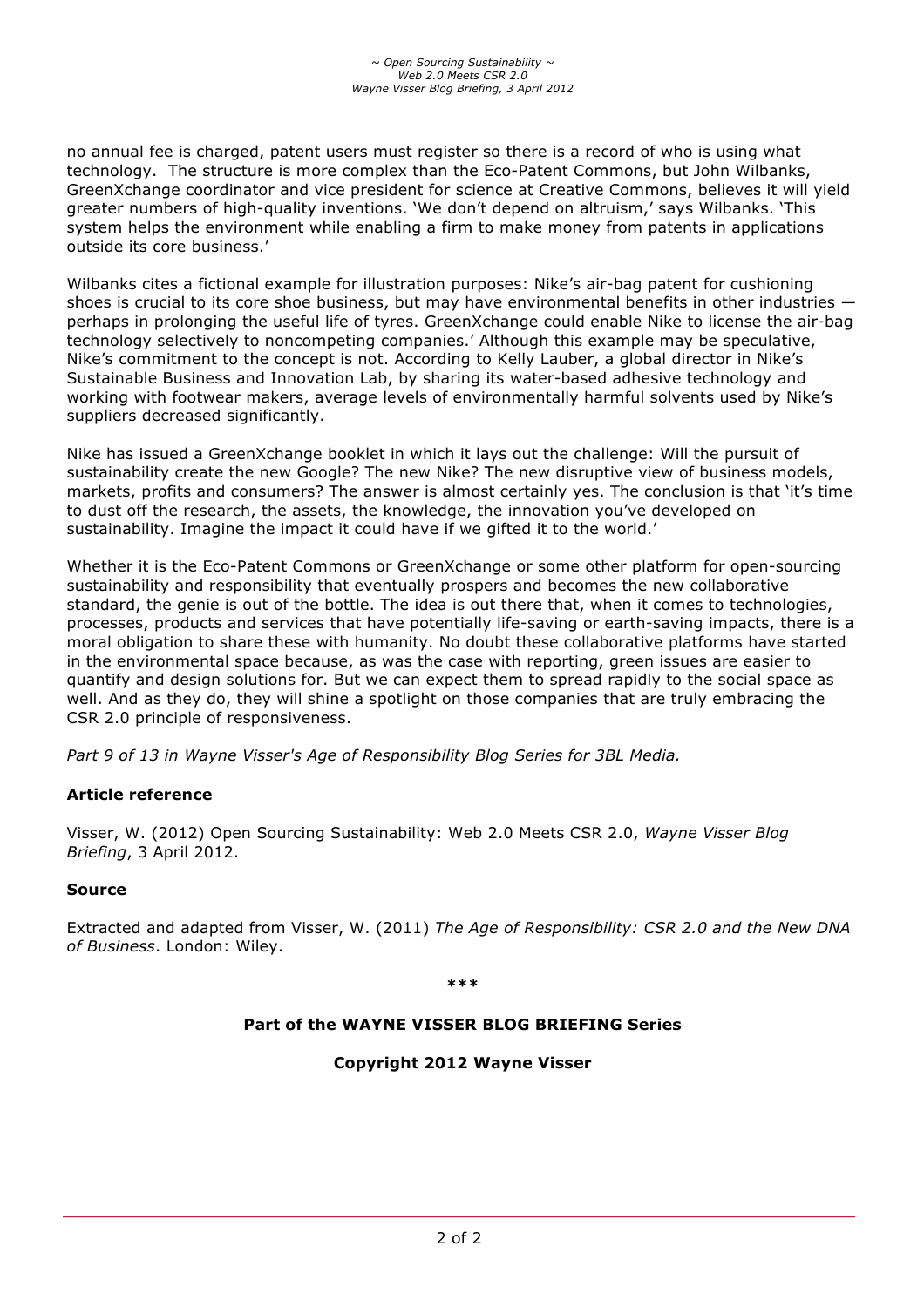no annual fee is charged, patent users must register so there is a record of who is using what technology. The structure is more complex than the Eco-Patent Commons, but John Wilbanks, GreenXchange coordinator and vice president for science at Creative Commons, believes it will yield greater numbers of high-quality inventions. 'We don't depend on altruism,' says Wilbanks. 'This system helps the environment while enabling a firm to make money from patents in applications outside its core business.'

Wilbanks cites a fictional example for illustration purposes: Nike's air-bag patent for cushioning shoes is crucial to its core shoe business, but may have environmental benefits in other industries — perhaps in prolonging the useful life of tyres. GreenXchange could enable Nike to license the air-bag technology selectively to noncompeting companies.' Although this example may be speculative, Nike's commitment to the concept is not. According to Kelly Lauber, a global director in Nike's Sustainable Business and Innovation Lab, by sharing its water-based adhesive technology and working with footwear makers, average levels of environmentally harmful solvents used by Nike's suppliers decreased significantly.

Nike has issued a GreenXchange booklet in which it lays out the challenge: Will the pursuit of sustainability create the new Google? The new Nike? The new disruptive view of business models, markets, profits and consumers? The answer is almost certainly yes. The conclusion is that 'it's time to dust off the research, the assets, the knowledge, the innovation you've developed on sustainability. Imagine the impact it could have if we gifted it to the world.'

Whether it is the Eco-Patent Commons or GreenXchange or some other platform for open-sourcing sustainability and responsibility that eventually prospers and becomes the new collaborative standard, the genie is out of the bottle. The idea is out there that, when it comes to technologies, processes, products and services that have potentially life-saving or earth-saving impacts, there is a moral obligation to share these with humanity. No doubt these collaborative platforms have started in the environmental space because, as was the case with reporting, green issues are easier to quantify and design solutions for. But we can expect them to spread rapidly to the social space as well. And as they do, they will shine a spotlight on those companies that are truly embracing the CSR 2.0 principle of responsiveness.

*Part 9 of 13 in Wayne Visser's Age of Responsibility Blog Series for 3BL Media.*

**Article reference**

Visser, W. (2012) Open Sourcing Sustainability: Web 2.0 Meets CSR 2.0, *Wayne Visser Blog Briefing*, 3 April 2012.

**Source**

Extracted and adapted from Visser, W. (2011) *The Age of Responsibility: CSR 2.0 and the New DNA of Business*. London: Wiley.

***

**Part of the WAYNE VISSER BLOG BRIEFING Series**

**Copyright 2012 Wayne Visser**